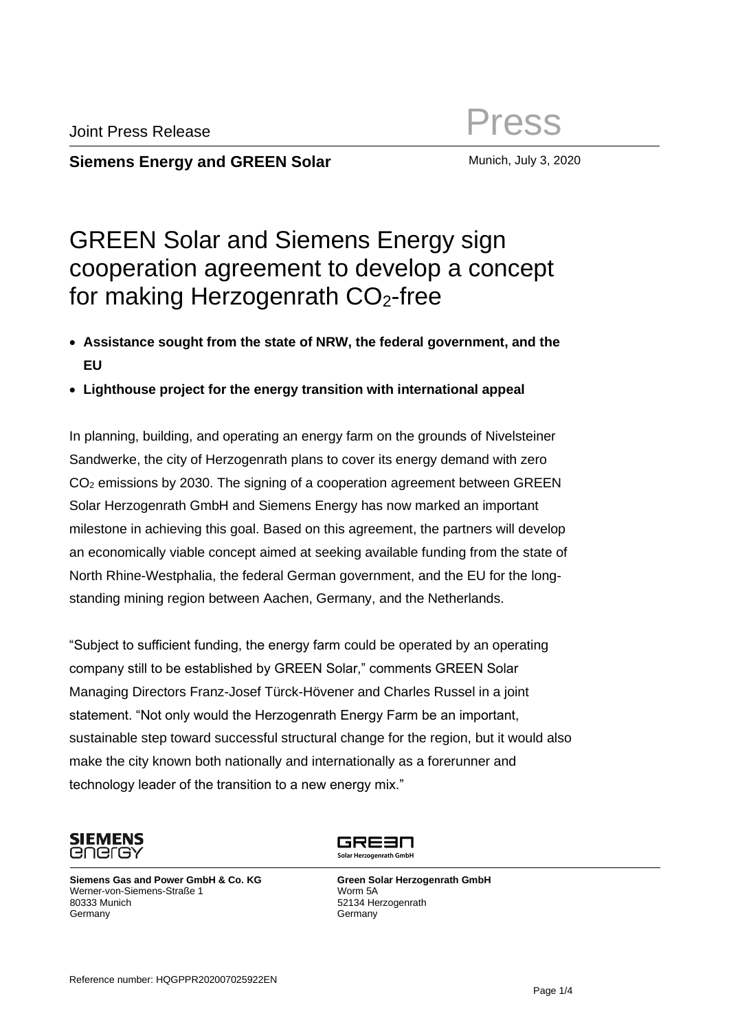Joint Press Release

Press

**Siemens Energy and GREEN Solar**

Munich, July 3, 2020

# GREEN Solar and Siemens Energy sign cooperation agreement to develop a concept for making Herzogenrath $CO_2$-free

- **Assistance sought from the state of NRW, the federal government, and the EU**
- **Lighthouse project for the energy transition with international appeal**

In planning, building, and operating an energy farm on the grounds of Nivelsteiner Sandwerke, the city of Herzogenrath plans to cover its energy demand with zero $CO_2$ emissions by 2030. The signing of a cooperation agreement between GREEN Solar Herzogenrath GmbH and Siemens Energy has now marked an important milestone in achieving this goal. Based on this agreement, the partners will develop an economically viable concept aimed at seeking available funding from the state of North Rhine-Westphalia, the federal German government, and the EU for the long-standing mining region between Aachen, Germany, and the Netherlands.

"Subject to sufficient funding, the energy farm could be operated by an operating company still to be established by GREEN Solar," comments GREEN Solar Managing Directors Franz-Josef Türck-Hövener and Charles Russel in a joint statement. "Not only would the Herzogenrath Energy Farm be an important, sustainable step toward successful structural change for the region, but it would also make the city known both nationally and internationally as a forerunner and technology leader of the transition to a new energy mix."

**Siemens Gas and Power GmbH & Co. KG**
Werner-von-Siemens-Straße 1
80333 Munich
Germany

**Green Solar Herzogenrath GmbH**
Worm 5A
52134 Herzogenrath
Germany

Reference number: HQGPPR202007025922EN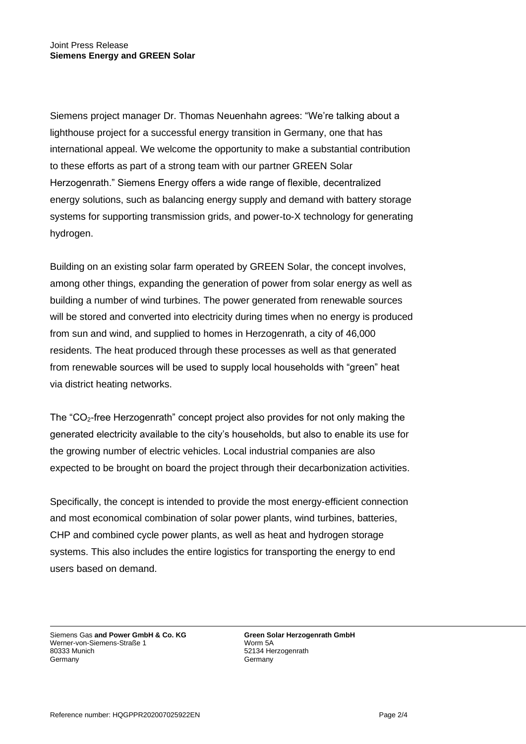Siemens project manager Dr. Thomas Neuenhahn agrees: "We're talking about a lighthouse project for a successful energy transition in Germany, one that has international appeal. We welcome the opportunity to make a substantial contribution to these efforts as part of a strong team with our partner GREEN Solar Herzogenrath." Siemens Energy offers a wide range of flexible, decentralized energy solutions, such as balancing energy supply and demand with battery storage systems for supporting transmission grids, and power-to-X technology for generating hydrogen.

Building on an existing solar farm operated by GREEN Solar, the concept involves, among other things, expanding the generation of power from solar energy as well as building a number of wind turbines. The power generated from renewable sources will be stored and converted into electricity during times when no energy is produced from sun and wind, and supplied to homes in Herzogenrath, a city of 46,000 residents. The heat produced through these processes as well as that generated from renewable sources will be used to supply local households with "green" heat via district heating networks.

The "$CO_2$-free Herzogenrath" concept project also provides for not only making the generated electricity available to the city's households, but also to enable its use for the growing number of electric vehicles. Local industrial companies are also expected to be brought on board the project through their decarbonization activities.

Specifically, the concept is intended to provide the most energy-efficient connection and most economical combination of solar power plants, wind turbines, batteries, CHP and combined cycle power plants, as well as heat and hydrogen storage systems. This also includes the entire logistics for transporting the energy to end users based on demand.

Siemens Gas **and Power GmbH & Co. KG**
Werner-von-Siemens-Straße 1
80333 Munich
Germany

**Green Solar Herzogenrath GmbH**
Worm 5A
52134 Herzogenrath
Germany

Reference number: HQGPPR202007025922EN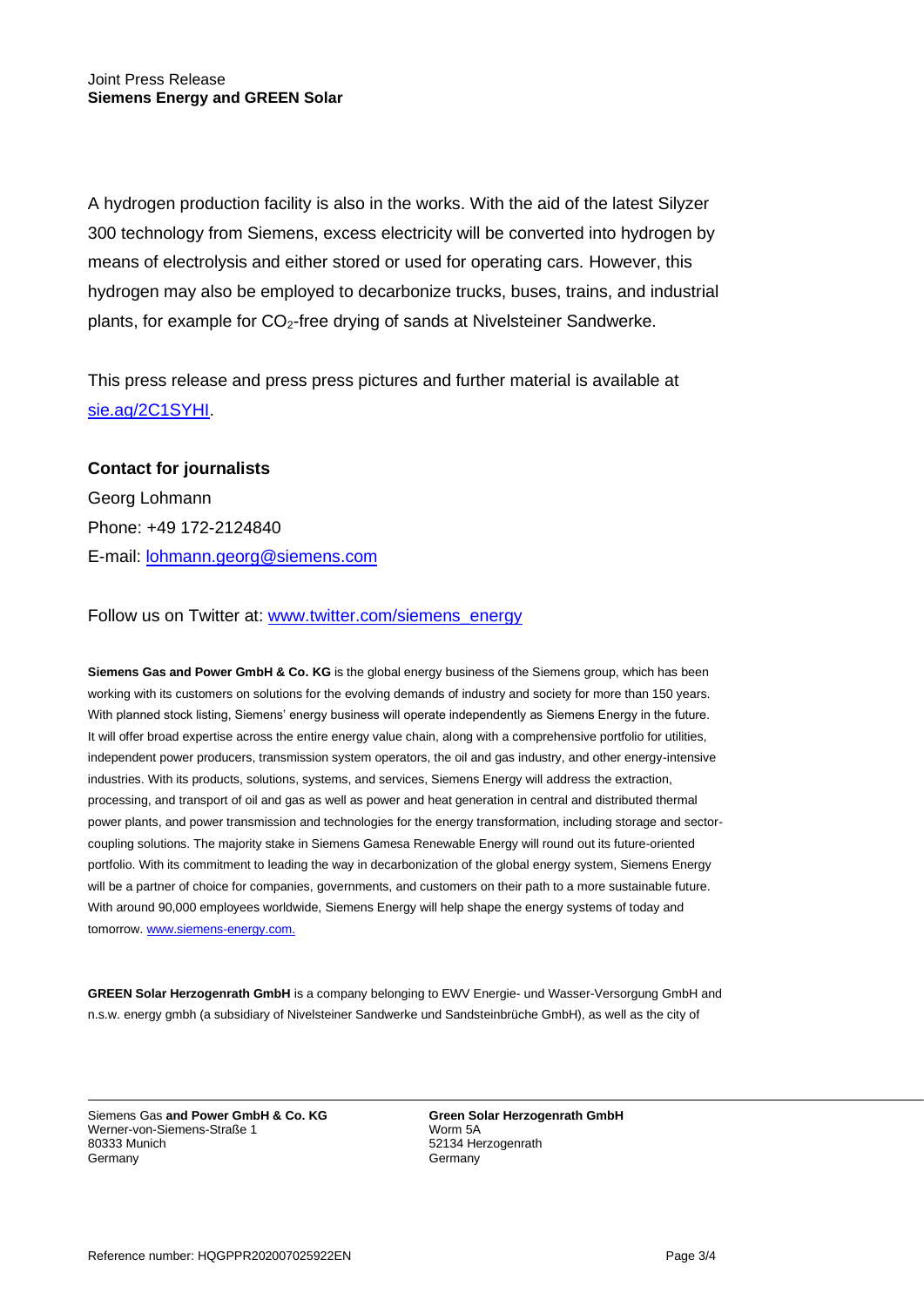A hydrogen production facility is also in the works. With the aid of the latest Silyzer 300 technology from Siemens, excess electricity will be converted into hydrogen by means of electrolysis and either stored or used for operating cars. However, this hydrogen may also be employed to decarbonize trucks, buses, trains, and industrial plants, for example for $CO_2$-free drying of sands at Nivelsteiner Sandwerke.

This press release and press press pictures and further material is available at [sie.ag/2C1SYHI](sie.ag/2C1SYHI).

**Contact for journalists**

Georg Lohmann
Phone: +49 172-2124840
E-mail: [lohmann.georg@siemens.com](mailto:lohmann.georg@siemens.com)

Follow us on Twitter at: [www.twitter.com/siemens_energy](www.twitter.com/siemens_energy)

**Siemens Gas and Power GmbH & Co. KG** is the global energy business of the Siemens group, which has been working with its customers on solutions for the evolving demands of industry and society for more than 150 years. With planned stock listing, Siemens' energy business will operate independently as Siemens Energy in the future. It will offer broad expertise across the entire energy value chain, along with a comprehensive portfolio for utilities, independent power producers, transmission system operators, the oil and gas industry, and other energy-intensive industries. With its products, solutions, systems, and services, Siemens Energy will address the extraction, processing, and transport of oil and gas as well as power and heat generation in central and distributed thermal power plants, and power transmission and technologies for the energy transformation, including storage and sector-coupling solutions. The majority stake in Siemens Gamesa Renewable Energy will round out its future-oriented portfolio. With its commitment to leading the way in decarbonization of the global energy system, Siemens Energy will be a partner of choice for companies, governments, and customers on their path to a more sustainable future. With around 90,000 employees worldwide, Siemens Energy will help shape the energy systems of today and tomorrow. [www.siemens-energy.com.](www.siemens-energy.com)

**GREEN Solar Herzogenrath GmbH** is a company belonging to EWV Energie- und Wasser-Versorgung GmbH and n.s.w. energy gmbh (a subsidiary of Nivelsteiner Sandwerke und Sandsteinbrüche GmbH), as well as the city of

Siemens Gas **and Power GmbH & Co. KG**
Werner-von-Siemens-Straße 1
80333 Munich
Germany

**Green Solar Herzogenrath GmbH**
Worm 5A
52134 Herzogenrath
Germany

Reference number: HQGPPR202007025922EN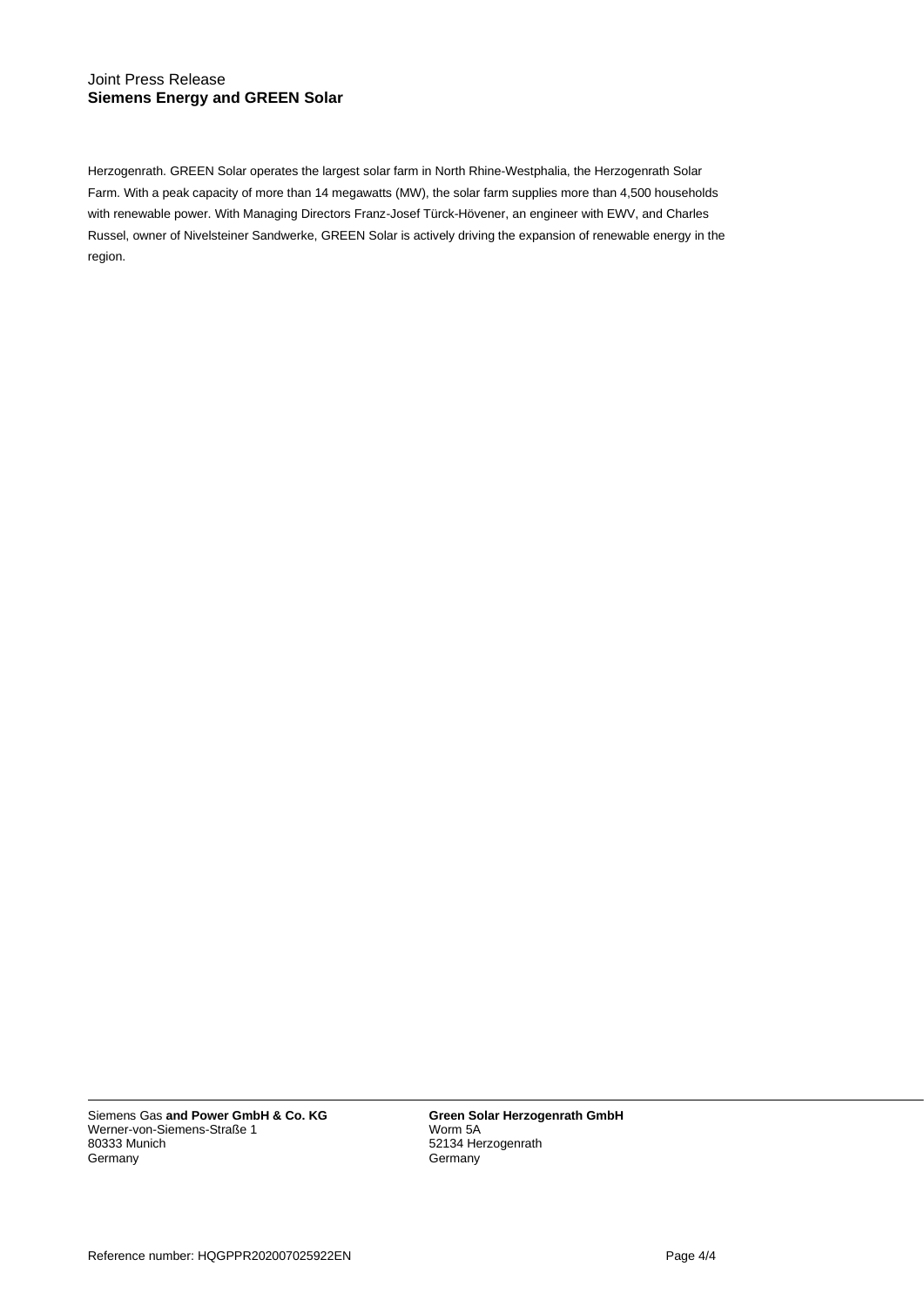Herzogenrath. GREEN Solar operates the largest solar farm in North Rhine-Westphalia, the Herzogenrath Solar Farm. With a peak capacity of more than 14 megawatts (MW), the solar farm supplies more than 4,500 households with renewable power. With Managing Directors Franz-Josef Türck-Hövener, an engineer with EWV, and Charles Russel, owner of Nivelsteiner Sandwerke, GREEN Solar is actively driving the expansion of renewable energy in the region.

Siemens Gas **and Power GmbH & Co. KG**
Werner-von-Siemens-Straße 1
80333 Munich
Germany

**Green Solar Herzogenrath GmbH**
Worm 5A
52134 Herzogenrath
Germany

Reference number: HQGPPR202007025922EN